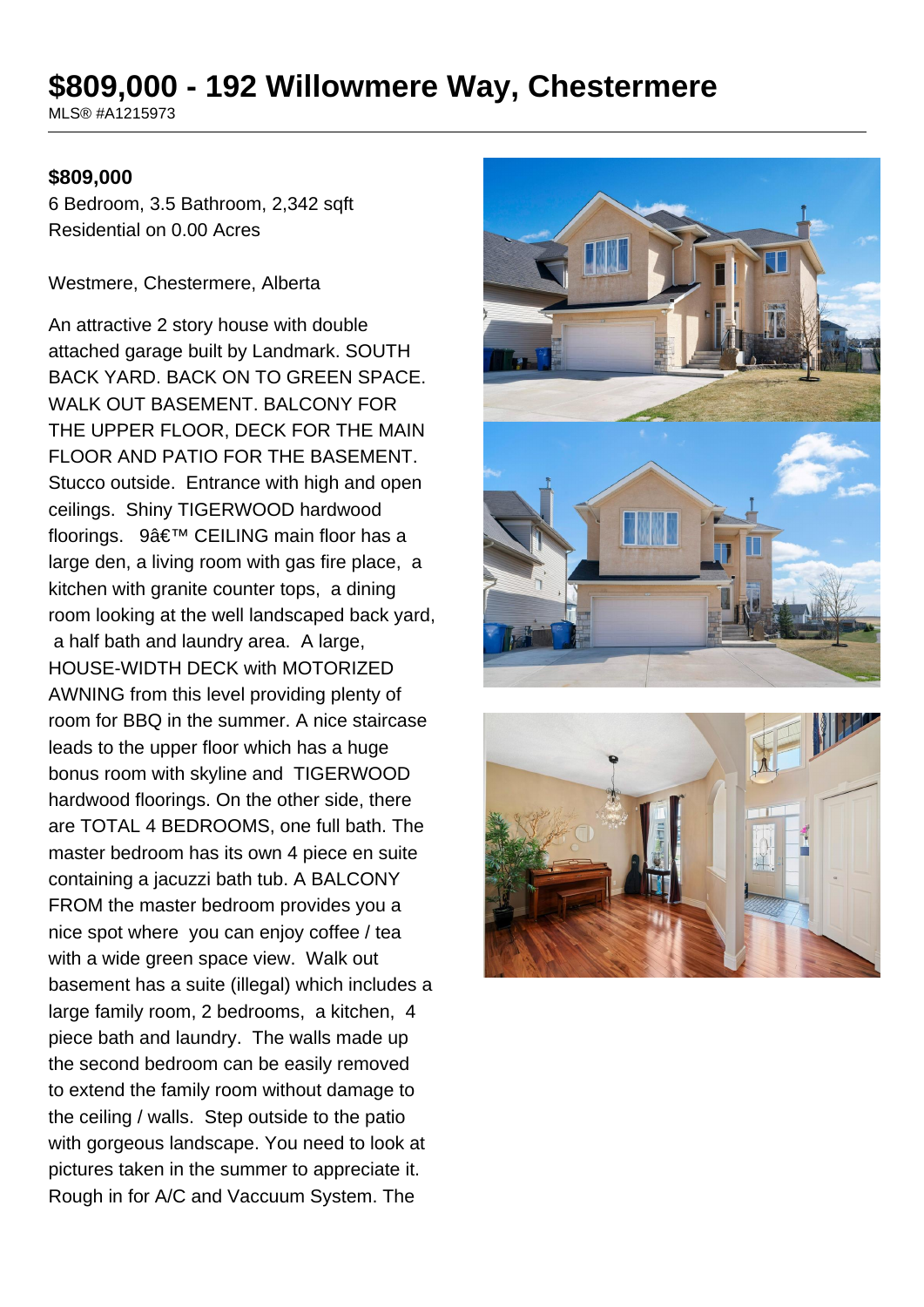# $809,000 - 192 Willowmere Way, Chestermere

MLS® #A1215973

**$809,000**

6 Bedroom, 3.5 Bathroom, 2,342 sqft
Residential on 0.00 Acres

Westmere, Chestermere, Alberta

An attractive 2 story house with double attached garage built by Landmark. SOUTH BACK YARD. BACK ON TO GREEN SPACE. WALK OUT BASEMENT. BALCONY FOR THE UPPER FLOOR, DECK FOR THE MAIN FLOOR AND PATIO FOR THE BASEMENT. Stucco outside. Entrance with high and open ceilings. Shiny TIGERWOOD hardwood floorings. 9â€™ CEILING main floor has a large den, a living room with gas fire place, a kitchen with granite counter tops, a dining room looking at the well landscaped back yard, a half bath and laundry area. A large, HOUSE-WIDTH DECK with MOTORIZED AWNING from this level providing plenty of room for BBQ in the summer. A nice staircase leads to the upper floor which has a huge bonus room with skyline and TIGERWOOD hardwood floorings. On the other side, there are TOTAL 4 BEDROOMS, one full bath. The master bedroom has its own 4 piece en suite containing a jacuzzi bath tub. A BALCONY FROM the master bedroom provides you a nice spot where you can enjoy coffee / tea with a wide green space view. Walk out basement has a suite (illegal) which includes a large family room, 2 bedrooms, a kitchen, 4 piece bath and laundry. The walls made up the second bedroom can be easily removed to extend the family room without damage to the ceiling / walls. Step outside to the patio with gorgeous landscape. You need to look at pictures taken in the summer to appreciate it. Rough in for A/C and Vaccuum System. The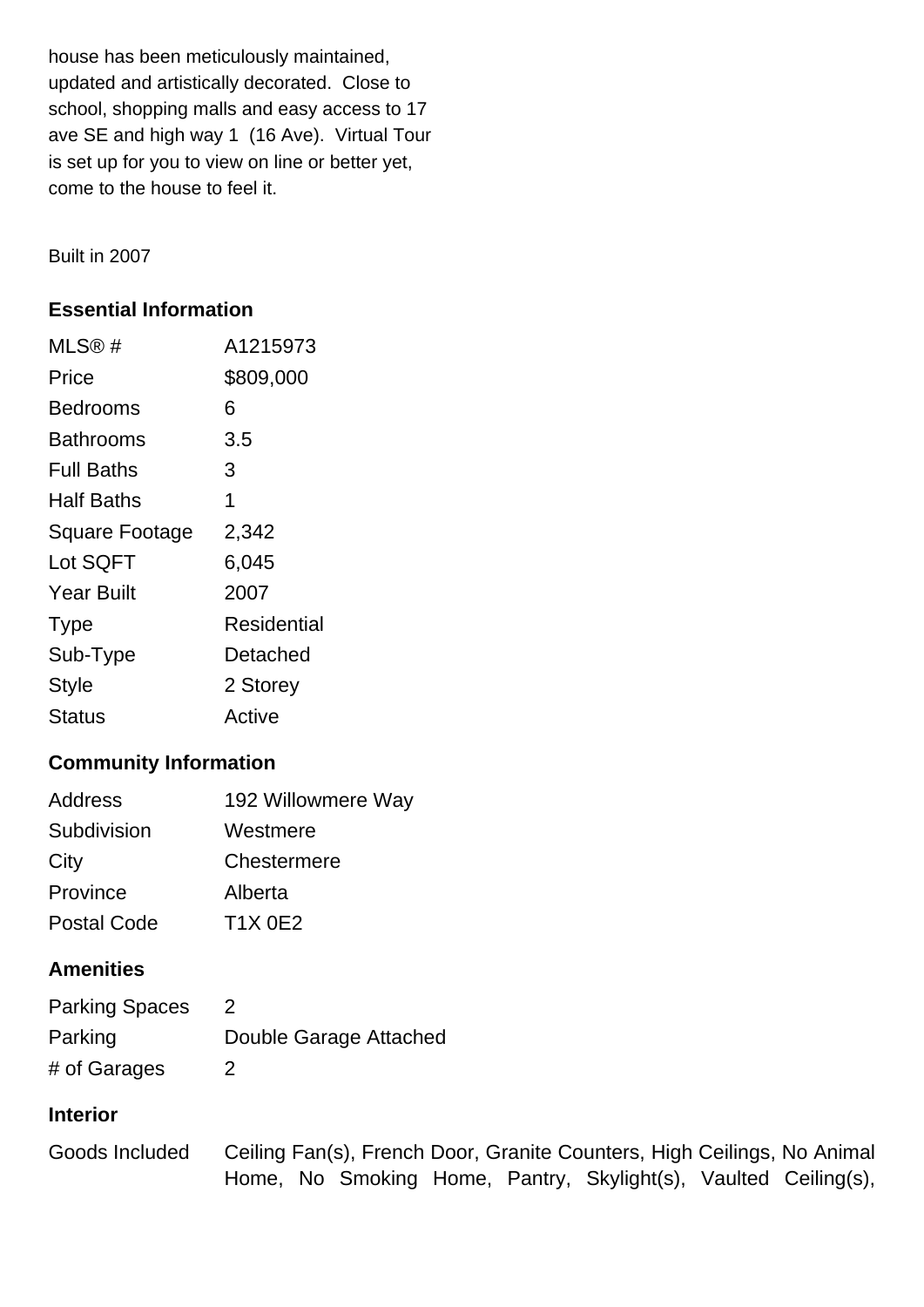house has been meticulously maintained, updated and artistically decorated.  Close to school, shopping malls and easy access to 17 ave SE and high way 1  (16 Ave).  Virtual Tour is set up for you to view on line or better yet, come to the house to feel it.

Built in 2007

## Essential Information

| | |
|---|---|
| MLS® # | A1215973 |
| Price | $809,000 |
| Bedrooms | 6 |
| Bathrooms | 3.5 |
| Full Baths | 3 |
| Half Baths | 1 |
| Square Footage | 2,342 |
| Lot SQFT | 6,045 |
| Year Built | 2007 |
| Type | Residential |
| Sub-Type | Detached |
| Style | 2 Storey |
| Status | Active |

## Community Information

| | |
|---|---|
| Address | 192 Willowmere Way |
| Subdivision | Westmere |
| City | Chestermere |
| Province | Alberta |
| Postal Code | T1X 0E2 |

## Amenities

| | |
|---|---|
| Parking Spaces | 2 |
| Parking | Double Garage Attached |
| # of Garages | 2 |

## Interior

| | |
|---|---|
| Goods Included | Ceiling Fan(s), French Door, Granite Counters, High Ceilings, No Animal Home, No Smoking Home, Pantry, Skylight(s), Vaulted Ceiling(s), |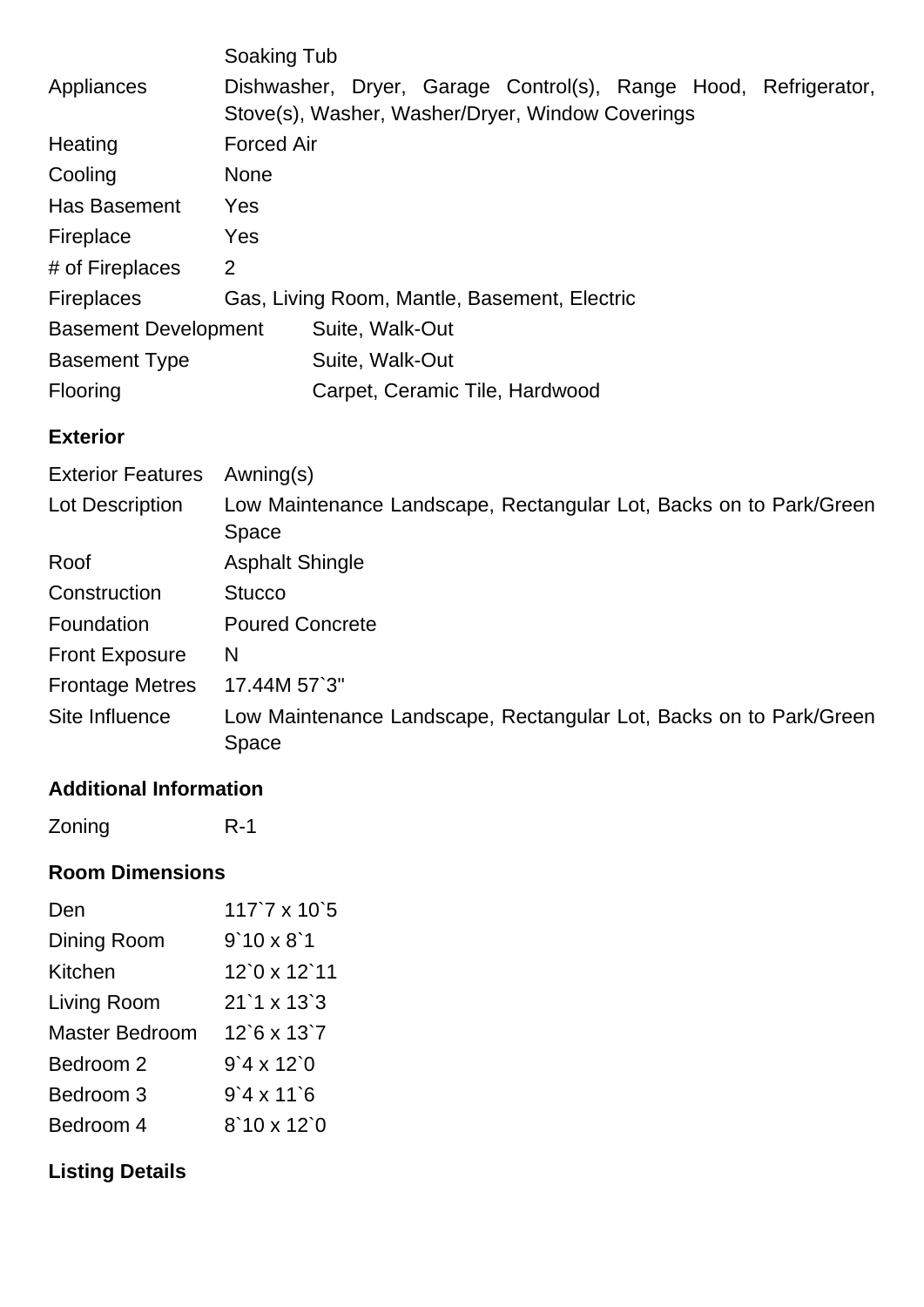| | |
|---|---|
| | Soaking Tub |
| Appliances | Dishwasher, Dryer, Garage Control(s), Range Hood, Refrigerator, Stove(s), Washer, Washer/Dryer, Window Coverings |
| Heating | Forced Air |
| Cooling | None |
| Has Basement | Yes |
| Fireplace | Yes |
| # of Fireplaces | 2 |
| Fireplaces | Gas, Living Room, Mantle, Basement, Electric |
| Basement Development | Suite, Walk-Out |
| Basement Type | Suite, Walk-Out |
| Flooring | Carpet, Ceramic Tile, Hardwood |

### Exterior

| | |
|---|---|
| Exterior Features | Awning(s) |
| Lot Description | Low Maintenance Landscape, Rectangular Lot, Backs on to Park/Green Space |
| Roof | Asphalt Shingle |
| Construction | Stucco |
| Foundation | Poured Concrete |
| Front Exposure | N |
| Frontage Metres | 17.44M 57`3" |
| Site Influence | Low Maintenance Landscape, Rectangular Lot, Backs on to Park/Green Space |

### Additional Information

| | |
|---|---|
| Zoning | R-1 |

### Room Dimensions

| | |
|---|---|
| Den | 117`7 x 10`5 |
| Dining Room | 9`10 x 8`1 |
| Kitchen | 12`0 x 12`11 |
| Living Room | 21`1 x 13`3 |
| Master Bedroom | 12`6 x 13`7 |
| Bedroom 2 | 9`4 x 12`0 |
| Bedroom 3 | 9`4 x 11`6 |
| Bedroom 4 | 8`10 x 12`0 |

### Listing Details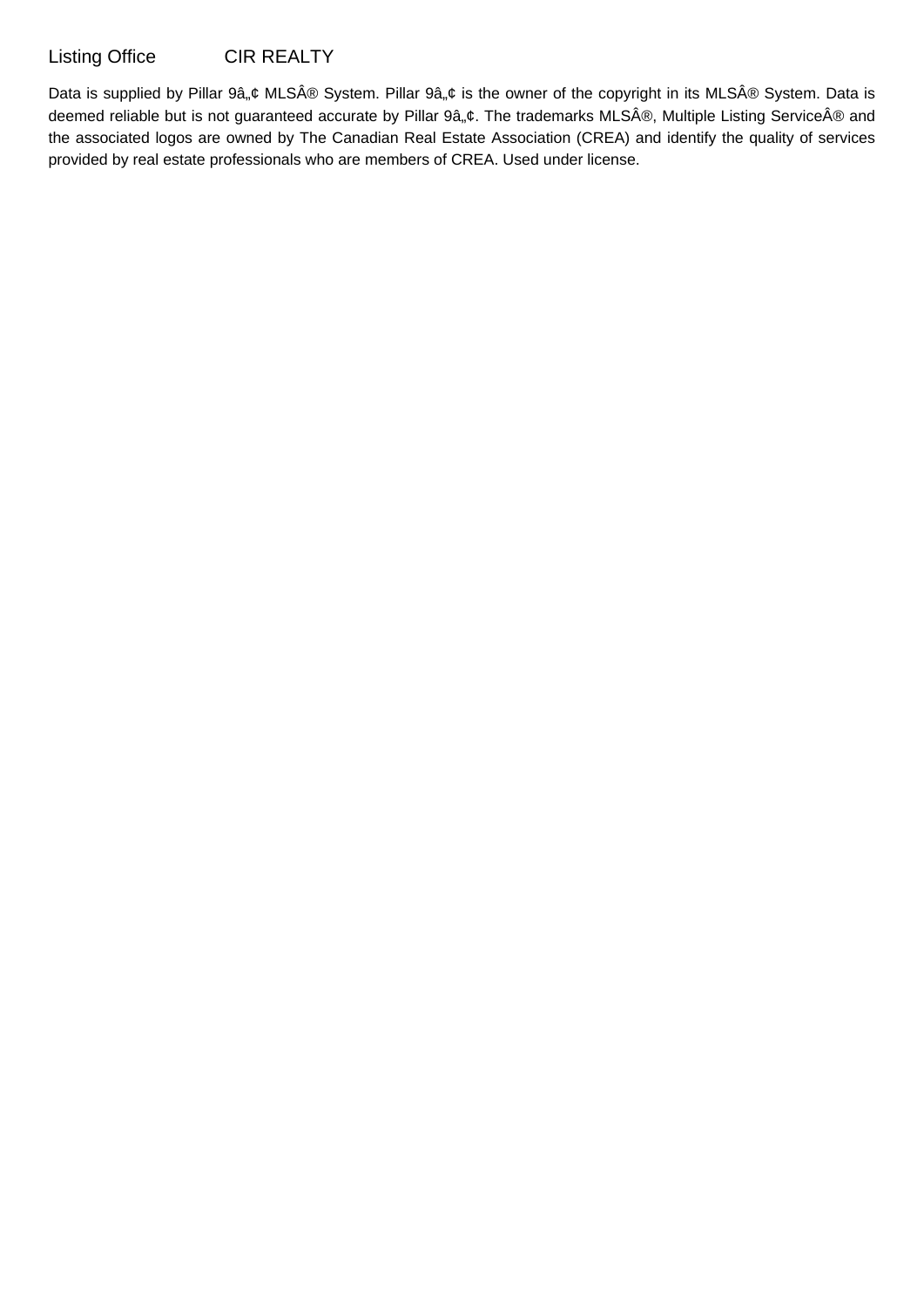Listing Office CIR REALTY

Data is supplied by Pillar 9â„¢ MLSÂ® System. Pillar 9â„¢ is the owner of the copyright in its MLSÂ® System. Data is deemed reliable but is not guaranteed accurate by Pillar 9â„¢. The trademarks MLSÂ®, Multiple Listing ServiceÂ® and the associated logos are owned by The Canadian Real Estate Association (CREA) and identify the quality of services provided by real estate professionals who are members of CREA. Used under license.